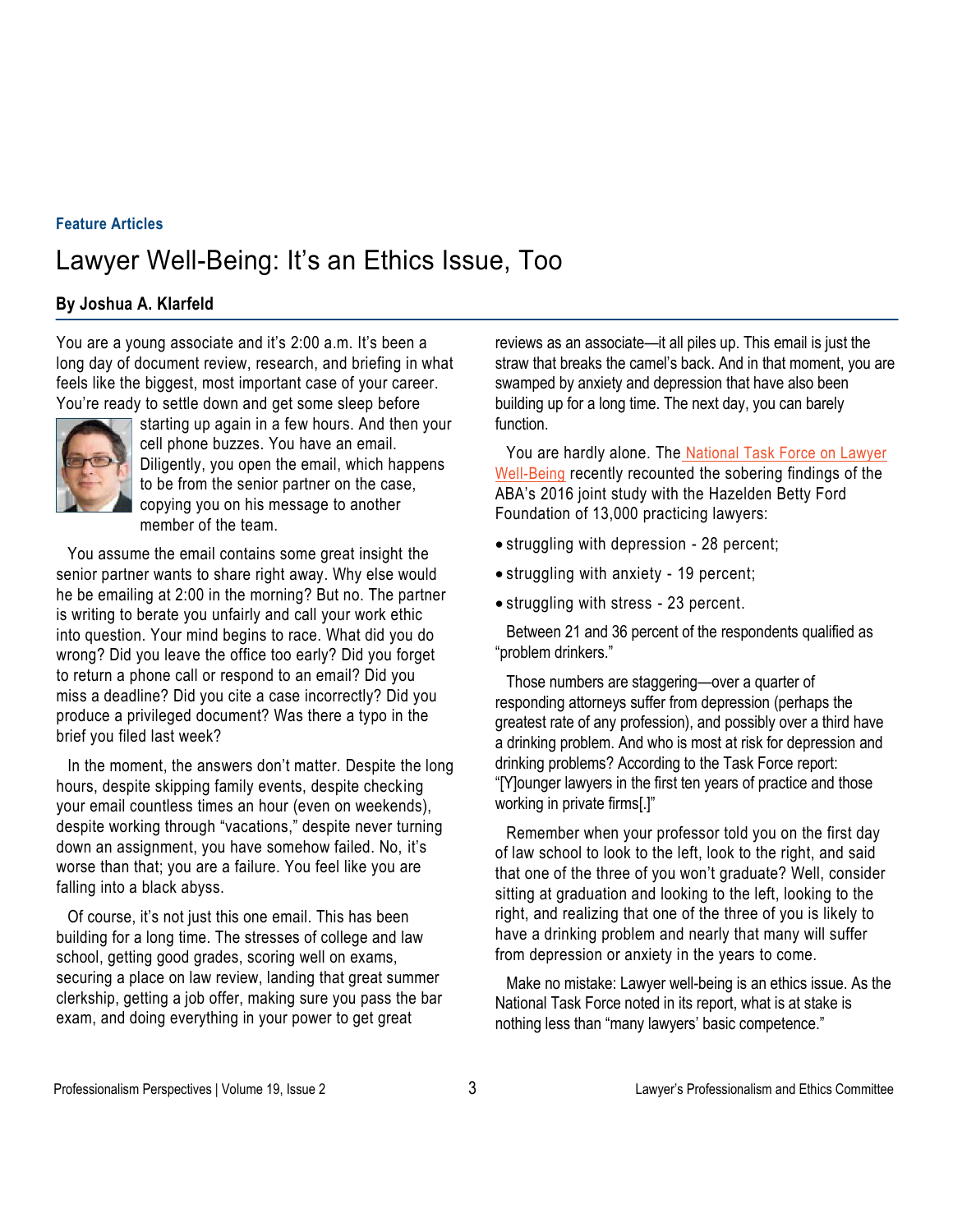**Feature Articles**

# Lawyer Well-Being: It's an Ethics Issue, Too

**By Joshua A. Klarfeld**

You are a young associate and it's 2:00 a.m. It's been a long day of document review, research, and briefing in what feels like the biggest, most important case of your career. You're ready to settle down and get some sleep before starting up again in a few hours. And then your cell phone buzzes. You have an email. Diligently, you open the email, which happens to be from the senior partner on the case, copying you on his message to another member of the team.

You assume the email contains some great insight the senior partner wants to share right away. Why else would he be emailing at 2:00 in the morning? But no. The partner is writing to berate you unfairly and call your work ethic into question. Your mind begins to race. What did you do wrong? Did you leave the office too early? Did you forget to return a phone call or respond to an email? Did you miss a deadline? Did you cite a case incorrectly? Did you produce a privileged document? Was there a typo in the brief you filed last week?

In the moment, the answers don't matter. Despite the long hours, despite skipping family events, despite checking your email countless times an hour (even on weekends), despite working through "vacations," despite never turning down an assignment, you have somehow failed. No, it's worse than that; you are a failure. You feel like you are falling into a black abyss.

Of course, it's not just this one email. This has been building for a long time. The stresses of college and law school, getting good grades, scoring well on exams, securing a place on law review, landing that great summer clerkship, getting a job offer, making sure you pass the bar exam, and doing everything in your power to get great reviews as an associate—it all piles up. This email is just the straw that breaks the camel's back. And in that moment, you are swamped by anxiety and depression that have also been building up for a long time. The next day, you can barely function.

You are hardly alone. The National Task Force on Lawyer Well-Being recently recounted the sobering findings of the ABA's 2016 joint study with the Hazelden Betty Ford Foundation of 13,000 practicing lawyers:

- struggling with depression - 28 percent;
- struggling with anxiety - 19 percent;
- struggling with stress - 23 percent.

Between 21 and 36 percent of the respondents qualified as "problem drinkers."

Those numbers are staggering—over a quarter of responding attorneys suffer from depression (perhaps the greatest rate of any profession), and possibly over a third have a drinking problem. And who is most at risk for depression and drinking problems? According to the Task Force report: "[Y]ounger lawyers in the first ten years of practice and those working in private firms[.]"

Remember when your professor told you on the first day of law school to look to the left, look to the right, and said that one of the three of you won't graduate? Well, consider sitting at graduation and looking to the left, looking to the right, and realizing that one of the three of you is likely to have a drinking problem and nearly that many will suffer from depression or anxiety in the years to come.

Make no mistake: Lawyer well-being is an ethics issue. As the National Task Force noted in its report, what is at stake is nothing less than "many lawyers' basic competence."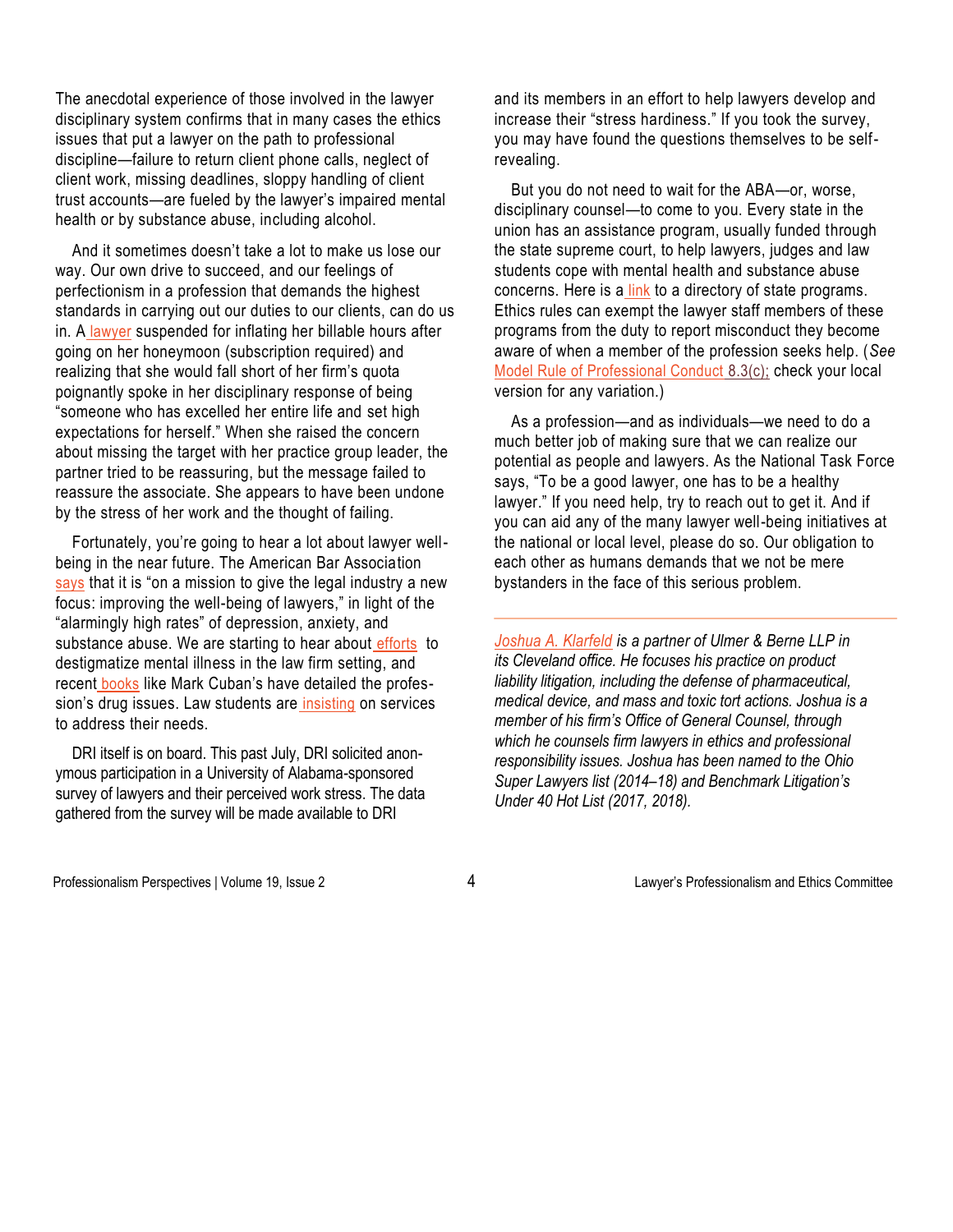The anecdotal experience of those involved in the lawyer disciplinary system confirms that in many cases the ethics issues that put a lawyer on the path to professional discipline—failure to return client phone calls, neglect of client work, missing deadlines, sloppy handling of client trust accounts—are fueled by the lawyer's impaired mental health or by substance abuse, including alcohol.

And it sometimes doesn't take a lot to make us lose our way. Our own drive to succeed, and our feelings of perfectionism in a profession that demands the highest standards in carrying out our duties to our clients, can do us in. A lawyer suspended for inflating her billable hours after going on her honeymoon (subscription required) and realizing that she would fall short of her firm's quota poignantly spoke in her disciplinary response of being "someone who has excelled her entire life and set high expectations for herself." When she raised the concern about missing the target with her practice group leader, the partner tried to be reassuring, but the message failed to reassure the associate. She appears to have been undone by the stress of her work and the thought of failing.

Fortunately, you're going to hear a lot about lawyer well-being in the near future. The American Bar Association says that it is "on a mission to give the legal industry a new focus: improving the well-being of lawyers," in light of the "alarmingly high rates" of depression, anxiety, and substance abuse. We are starting to hear about efforts to destigmatize mental illness in the law firm setting, and recent books like Mark Cuban's have detailed the profession's drug issues. Law students are insisting on services to address their needs.

DRI itself is on board. This past July, DRI solicited anonymous participation in a University of Alabama-sponsored survey of lawyers and their perceived work stress. The data gathered from the survey will be made available to DRI and its members in an effort to help lawyers develop and increase their "stress hardiness." If you took the survey, you may have found the questions themselves to be self-revealing.

But you do not need to wait for the ABA—or, worse, disciplinary counsel—to come to you. Every state in the union has an assistance program, usually funded through the state supreme court, to help lawyers, judges and law students cope with mental health and substance abuse concerns. Here is a link to a directory of state programs. Ethics rules can exempt the lawyer staff members of these programs from the duty to report misconduct they become aware of when a member of the profession seeks help. (*See* Model Rule of Professional Conduct 8.3(c); check your local version for any variation.)

As a profession—and as individuals—we need to do a much better job of making sure that we can realize our potential as people and lawyers. As the National Task Force says, "To be a good lawyer, one has to be a healthy lawyer." If you need help, try to reach out to get it. And if you can aid any of the many lawyer well-being initiatives at the national or local level, please do so. Our obligation to each other as humans demands that we not be mere bystanders in the face of this serious problem.

---

*Joshua A. Klarfeld is a partner of Ulmer & Berne LLP in its Cleveland office. He focuses his practice on product liability litigation, including the defense of pharmaceutical, medical device, and mass and toxic tort actions. Joshua is a member of his firm's Office of General Counsel, through which he counsels firm lawyers in ethics and professional responsibility issues. Joshua has been named to the Ohio Super Lawyers list (2014–18) and Benchmark Litigation's Under 40 Hot List (2017, 2018).*